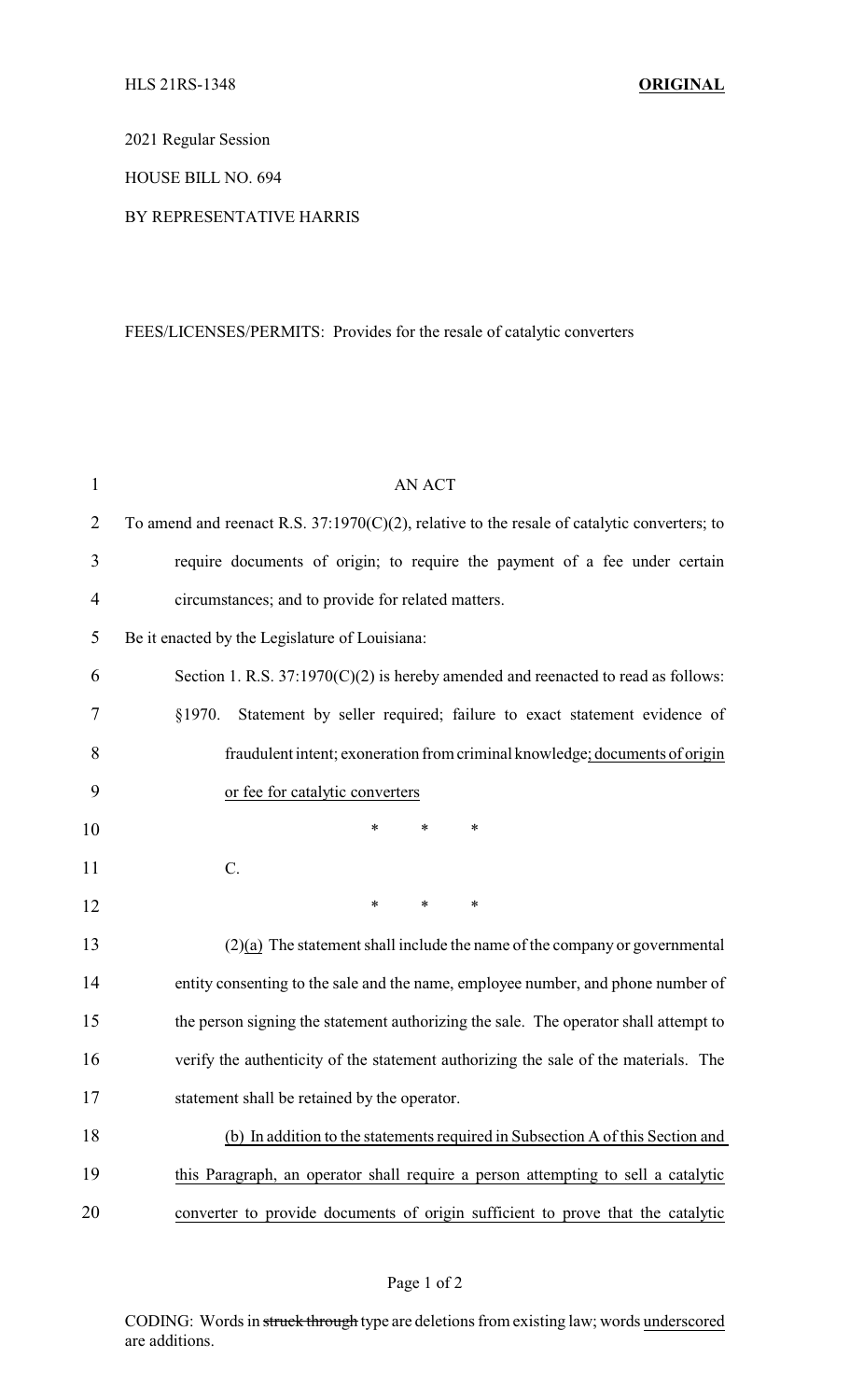HLS 21RS-1348 **ORIGINAL**

2021 Regular Session

HOUSE BILL NO. 694

BY REPRESENTATIVE HARRIS

FEES/LICENSES/PERMITS: Provides for the resale of catalytic converters

AN ACT

To amend and reenact R.S. 37:1970(C)(2), relative to the resale of catalytic converters; to require documents of origin; to require the payment of a fee under certain circumstances; and to provide for related matters.

Be it enacted by the Legislature of Louisiana:

Section 1. R.S. 37:1970(C)(2) is hereby amended and reenacted to read as follows:

§1970. Statement by seller required; failure to exact statement evidence of fraudulent intent; exoneration from criminal knowledge<u>; documents of origin or fee for catalytic converters</u>

\* \* \*

C.

\* \* \*

(2)<u>(a)</u> The statement shall include the name of the company or governmental entity consenting to the sale and the name, employee number, and phone number of the person signing the statement authorizing the sale. The operator shall attempt to verify the authenticity of the statement authorizing the sale of the materials. The statement shall be retained by the operator.

<u>(b) In addition to the statements required in Subsection A of this Section and this Paragraph, an operator shall require a person attempting to sell a catalytic converter to provide documents of origin sufficient to prove that the catalytic</u>

CODING: Words in ~~struck through~~ type are deletions from existing law; words <u>underscored</u> are additions.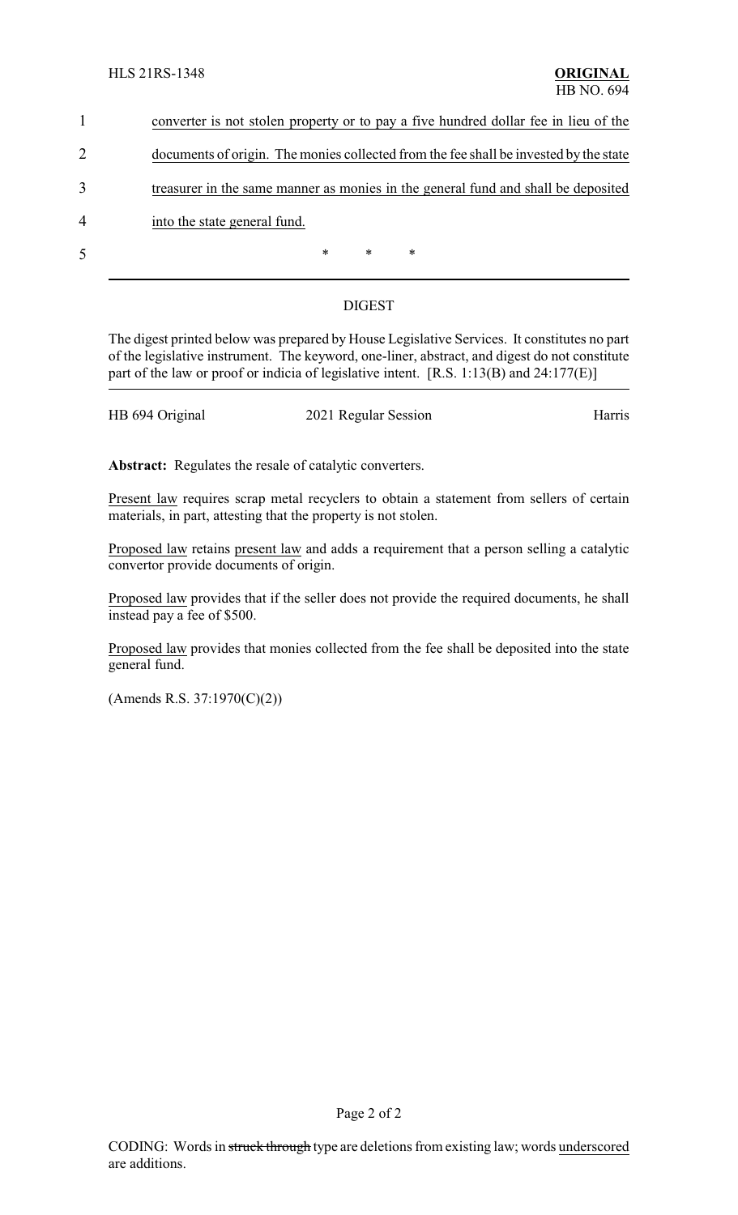converter is not stolen property or to pay a five hundred dollar fee in lieu of the documents of origin. The monies collected from the fee shall be invested by the state treasurer in the same manner as monies in the general fund and shall be deposited into the state general fund.

\* \* \*

## DIGEST

The digest printed below was prepared by House Legislative Services. It constitutes no part of the legislative instrument. The keyword, one-liner, abstract, and digest do not constitute part of the law or proof or indicia of legislative intent. [R.S. 1:13(B) and 24:177(E)]

HB 694 Original — 2021 Regular Session — Harris

**Abstract:** Regulates the resale of catalytic converters.

Present law requires scrap metal recyclers to obtain a statement from sellers of certain materials, in part, attesting that the property is not stolen.

Proposed law retains present law and adds a requirement that a person selling a catalytic convertor provide documents of origin.

Proposed law provides that if the seller does not provide the required documents, he shall instead pay a fee of $500.

Proposed law provides that monies collected from the fee shall be deposited into the state general fund.

(Amends R.S. 37:1970(C)(2))

CODING: Words in ~~struck through~~ type are deletions from existing law; words underscored are additions.